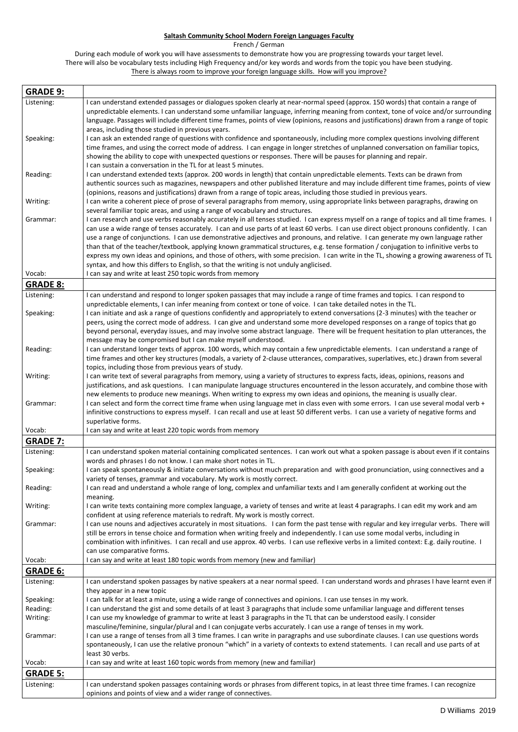**Saltash Community School Modern Foreign Languages Faculty**

French / German

During each module of work you will have assessments to demonstrate how you are progressing towards your target level.
There will also be vocabulary tests including High Frequency and/or key words and words from the topic you have been studying.
There is always room to improve your foreign language skills. How will you improve?

| **GRADE 9:** | |
|---|---|
| Listening: | I can understand extended passages or dialogues spoken clearly at near-normal speed (approx. 150 words) that contain a range of unpredictable elements. I can understand some unfamiliar language, inferring meaning from context, tone of voice and/or surrounding language. Passages will include different time frames, points of view (opinions, reasons and justifications) drawn from a range of topic areas, including those studied in previous years. |
| Speaking: | I can ask an extended range of questions with confidence and spontaneously, including more complex questions involving different time frames, and using the correct mode of address. I can engage in longer stretches of unplanned conversation on familiar topics, showing the ability to cope with unexpected questions or responses. There will be pauses for planning and repair. I can sustain a conversation in the TL for at least 5 minutes. |
| Reading: | I can understand extended texts (approx. 200 words in length) that contain unpredictable elements. Texts can be drawn from authentic sources such as magazines, newspapers and other published literature and may include different time frames, points of view (opinions, reasons and justifications) drawn from a range of topic areas, including those studied in previous years. |
| Writing: | I can write a coherent piece of prose of several paragraphs from memory, using appropriate links between paragraphs, drawing on several familiar topic areas, and using a range of vocabulary and structures. |
| Grammar: | I can research and use verbs reasonably accurately in all tenses studied. I can express myself on a range of topics and all time frames. I can use a wide range of tenses accurately. I can and use parts of at least 60 verbs. I can use direct object pronouns confidently. I can use a range of conjunctions. I can use demonstrative adjectives and pronouns, and relative. I can generate my own language rather than that of the teacher/textbook, applying known grammatical structures, e.g. tense formation / conjugation to infinitive verbs to express my own ideas and opinions, and those of others, with some precision. I can write in the TL, showing a growing awareness of TL syntax, and how this differs to English, so that the writing is not unduly anglicised. |
| Vocab: | I can say and write at least 250 topic words from memory |
| **GRADE 8:** | |
| Listening: | I can understand and respond to longer spoken passages that may include a range of time frames and topics. I can respond to unpredictable elements, I can infer meaning from context or tone of voice. I can take detailed notes in the TL. |
| Speaking: | I can initiate and ask a range of questions confidently and appropriately to extend conversations (2-3 minutes) with the teacher or peers, using the correct mode of address. I can give and understand some more developed responses on a range of topics that go beyond personal, everyday issues, and may involve some abstract language. There will be frequent hesitation to plan utterances, the message may be compromised but I can make myself understood. |
| Reading: | I can understand longer texts of approx. 100 words, which may contain a few unpredictable elements. I can understand a range of time frames and other key structures (modals, a variety of 2-clause utterances, comparatives, superlatives, etc.) drawn from several topics, including those from previous years of study. |
| Writing: | I can write text of several paragraphs from memory, using a variety of structures to express facts, ideas, opinions, reasons and justifications, and ask questions. I can manipulate language structures encountered in the lesson accurately, and combine those with new elements to produce new meanings. When writing to express my own ideas and opinions, the meaning is usually clear. |
| Grammar: | I can select and form the correct time frame when using language met in class even with some errors. I can use several modal verb + infinitive constructions to express myself. I can recall and use at least 50 different verbs. I can use a variety of negative forms and superlative forms. |
| Vocab: | I can say and write at least 220 topic words from memory |
| **GRADE 7:** | |
| Listening: | I can understand spoken material containing complicated sentences. I can work out what a spoken passage is about even if it contains words and phrases I do not know. I can make short notes in TL. |
| Speaking: | I can speak spontaneously & initiate conversations without much preparation and with good pronunciation, using connectives and a variety of tenses, grammar and vocabulary. My work is mostly correct. |
| Reading: | I can read and understand a whole range of long, complex and unfamiliar texts and I am generally confident at working out the meaning. |
| Writing: | I can write texts containing more complex language, a variety of tenses and write at least 4 paragraphs. I can edit my work and am confident at using reference materials to redraft. My work is mostly correct. |
| Grammar: | I can use nouns and adjectives accurately in most situations. I can form the past tense with regular and key irregular verbs. There will still be errors in tense choice and formation when writing freely and independently. I can use some modal verbs, including in combination with infinitives. I can recall and use approx. 40 verbs. I can use reflexive verbs in a limited context: E.g. daily routine. I can use comparative forms. |
| Vocab: | I can say and write at least 180 topic words from memory (new and familiar) |
| **GRADE 6:** | |
| Listening: | I can understand spoken passages by native speakers at a near normal speed. I can understand words and phrases I have learnt even if they appear in a new topic |
| Speaking: | I can talk for at least a minute, using a wide range of connectives and opinions. I can use tenses in my work. |
| Reading: | I can understand the gist and some details of at least 3 paragraphs that include some unfamiliar language and different tenses |
| Writing: | I can use my knowledge of grammar to write at least 3 paragraphs in the TL that can be understood easily. I consider masculine/feminine, singular/plural and I can conjugate verbs accurately. I can use a range of tenses in my work. |
| Grammar: | I can use a range of tenses from all 3 time frames. I can write in paragraphs and use subordinate clauses. I can use questions words spontaneously, I can use the relative pronoun "which" in a variety of contexts to extend statements. I can recall and use parts of at least 30 verbs. |
| Vocab: | I can say and write at least 160 topic words from memory (new and familiar) |
| **GRADE 5:** | |
| Listening: | I can understand spoken passages containing words or phrases from different topics, in at least three time frames. I can recognize opinions and points of view and a wider range of connectives. |

D Williams 2019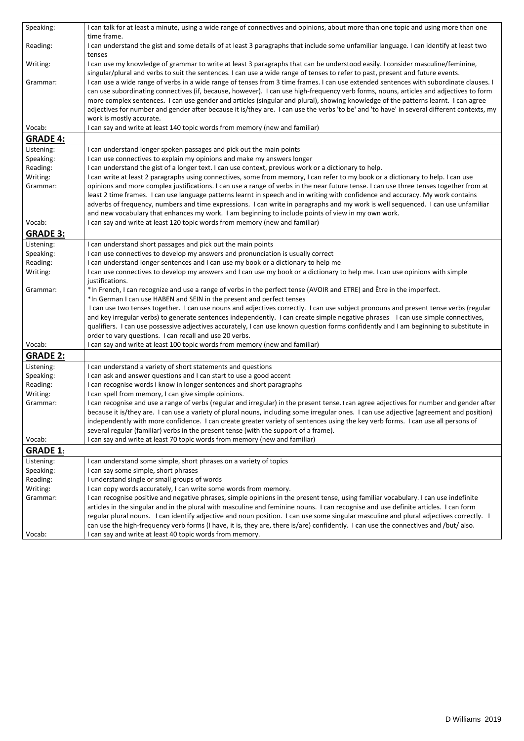| | |
|---|---|
| Speaking: | I can talk for at least a minute, using a wide range of connectives and opinions, about more than one topic and using more than one time frame. |
| Reading: | I can understand the gist and some details of at least 3 paragraphs that include some unfamiliar language. I can identify at least two tenses |
| Writing: | I can use my knowledge of grammar to write at least 3 paragraphs that can be understood easily. I consider masculine/feminine, singular/plural and verbs to suit the sentences. I can use a wide range of tenses to refer to past, present and future events. |
| Grammar: | I can use a wide range of verbs in a wide range of tenses from 3 time frames. I can use extended sentences with subordinate clauses. I can use subordinating connectives (if, because, however). I can use high-frequency verb forms, nouns, articles and adjectives to form more complex sentences**.** I can use gender and articles (singular and plural), showing knowledge of the patterns learnt. I can agree adjectives for number and gender after because it is/they are. I can use the verbs 'to be' and 'to have' in several different contexts, my work is mostly accurate. |
| Vocab: | I can say and write at least 140 topic words from memory (new and familiar) |
| **GRADE 4:** | |
| Listening: | I can understand longer spoken passages and pick out the main points |
| Speaking: | I can use connectives to explain my opinions and make my answers longer |
| Reading: | I can understand the gist of a longer text. I can use context, previous work or a dictionary to help. |
| Writing: | I can write at least 2 paragraphs using connectives, some from memory, I can refer to my book or a dictionary to help. I can use opinions and more complex justifications. I can use a range of verbs in the near future tense. I can use three tenses together from at least 2 time frames. I can use language patterns learnt in speech and in writing with confidence and accuracy. My work contains adverbs of frequency, numbers and time expressions. I can write in paragraphs and my work is well sequenced. I can use unfamiliar and new vocabulary that enhances my work. I am beginning to include points of view in my own work. |
| Grammar: | |
| Vocab: | I can say and write at least 120 topic words from memory (new and familiar) |
| **GRADE 3:** | |
| Listening: | I can understand short passages and pick out the main points |
| Speaking: | I can use connectives to develop my answers and pronunciation is usually correct |
| Reading: | I can understand longer sentences and I can use my book or a dictionary to help me |
| Writing: | I can use connectives to develop my answers and I can use my book or a dictionary to help me. I can use opinions with simple justifications. |
| Grammar: | *In French, I can recognize and use a range of verbs in the perfect tense (AVOIR and ETRE) and Être in the imperfect.<br>*In German I can use HABEN and SEIN in the present and perfect tenses<br>I can use two tenses together. I can use nouns and adjectives correctly. I can use subject pronouns and present tense verbs (regular and key irregular verbs) to generate sentences independently. I can create simple negative phrases I can use simple connectives, qualifiers. I can use possessive adjectives accurately, I can use known question forms confidently and I am beginning to substitute in order to vary questions. I can recall and use 20 verbs. |
| Vocab: | I can say and write at least 100 topic words from memory (new and familiar) |
| **GRADE 2:** | |
| Listening: | I can understand a variety of short statements and questions |
| Speaking: | I can ask and answer questions and I can start to use a good accent |
| Reading: | I can recognise words I know in longer sentences and short paragraphs |
| Writing: | I can spell from memory, I can give simple opinions. |
| Grammar: | I can recognise and use a range of verbs (regular and irregular) in the present tense. I can agree adjectives for number and gender after because it is/they are. I can use a variety of plural nouns, including some irregular ones. I can use adjective (agreement and position) independently with more confidence. I can create greater variety of sentences using the key verb forms. I can use all persons of several regular (familiar) verbs in the present tense (with the support of a frame). |
| Vocab: | I can say and write at least 70 topic words from memory (new and familiar) |
| **GRADE 1:** | |
| Listening: | I can understand some simple, short phrases on a variety of topics |
| Speaking: | I can say some simple, short phrases |
| Reading: | I understand single or small groups of words |
| Writing: | I can copy words accurately, I can write some words from memory. |
| Grammar: | I can recognise positive and negative phrases, simple opinions in the present tense, using familiar vocabulary. I can use indefinite articles in the singular and in the plural with masculine and feminine nouns. I can recognise and use definite articles. I can form regular plural nouns. I can identify adjective and noun position. I can use some singular masculine and plural adjectives correctly. I can use the high-frequency verb forms (I have, it is, they are, there is/are) confidently. I can use the connectives and /but/ also. |
| Vocab: | I can say and write at least 40 topic words from memory. |

D Williams 2019